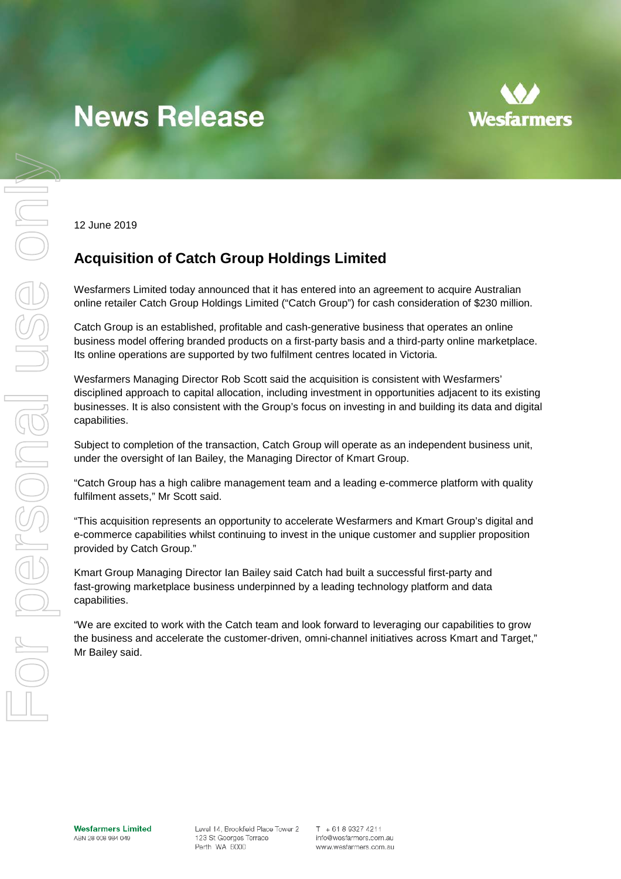# News Release

12 June 2019

## Acquisition of Catch Group Holdings Limited

Wesfarmers Limited today announced that it has entered into an agreement to acquire Australian online retailer Catch Group Holdings Limited ("Catch Group") for cash consideration of $230 million.

Catch Group is an established, profitable and cash-generative business that operates an online business model offering branded products on a first-party basis and a third-party online marketplace. Its online operations are supported by two fulfilment centres located in Victoria.

Wesfarmers Managing Director Rob Scott said the acquisition is consistent with Wesfarmers' disciplined approach to capital allocation, including investment in opportunities adjacent to its existing businesses. It is also consistent with the Group's focus on investing in and building its data and digital capabilities.

Subject to completion of the transaction, Catch Group will operate as an independent business unit, under the oversight of Ian Bailey, the Managing Director of Kmart Group.

"Catch Group has a high calibre management team and a leading e-commerce platform with quality fulfilment assets," Mr Scott said.

"This acquisition represents an opportunity to accelerate Wesfarmers and Kmart Group's digital and e-commerce capabilities whilst continuing to invest in the unique customer and supplier proposition provided by Catch Group."

Kmart Group Managing Director Ian Bailey said Catch had built a successful first-party and fast-growing marketplace business underpinned by a leading technology platform and data capabilities.

"We are excited to work with the Catch team and look forward to leveraging our capabilities to grow the business and accelerate the customer-driven, omni-channel initiatives across Kmart and Target," Mr Bailey said.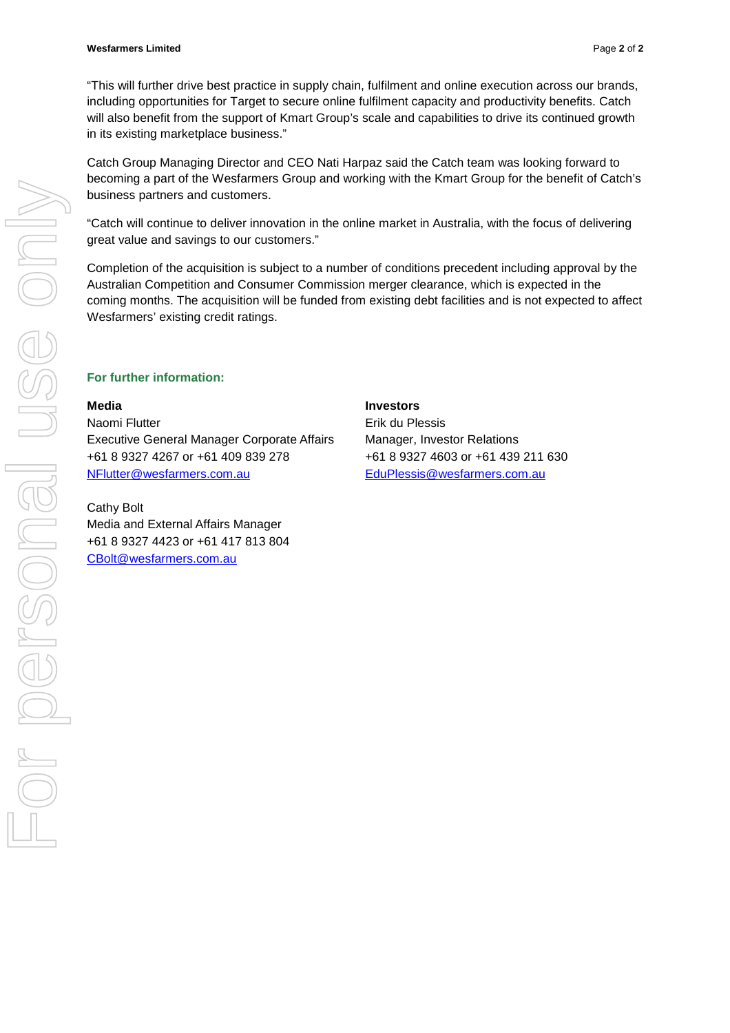"This will further drive best practice in supply chain, fulfilment and online execution across our brands, including opportunities for Target to secure online fulfilment capacity and productivity benefits. Catch will also benefit from the support of Kmart Group's scale and capabilities to drive its continued growth in its existing marketplace business."

Catch Group Managing Director and CEO Nati Harpaz said the Catch team was looking forward to becoming a part of the Wesfarmers Group and working with the Kmart Group for the benefit of Catch's business partners and customers.

"Catch will continue to deliver innovation in the online market in Australia, with the focus of delivering great value and savings to our customers."

Completion of the acquisition is subject to a number of conditions precedent including approval by the Australian Competition and Consumer Commission merger clearance, which is expected in the coming months. The acquisition will be funded from existing debt facilities and is not expected to affect Wesfarmers' existing credit ratings.

**For further information:**

**Media**
Naomi Flutter
Executive General Manager Corporate Affairs
+61 8 9327 4267 or +61 409 839 278
NFlutter@wesfarmers.com.au

Cathy Bolt
Media and External Affairs Manager
+61 8 9327 4423 or +61 417 813 804
CBolt@wesfarmers.com.au

**Investors**
Erik du Plessis
Manager, Investor Relations
+61 8 9327 4603 or +61 439 211 630
EduPlessis@wesfarmers.com.au